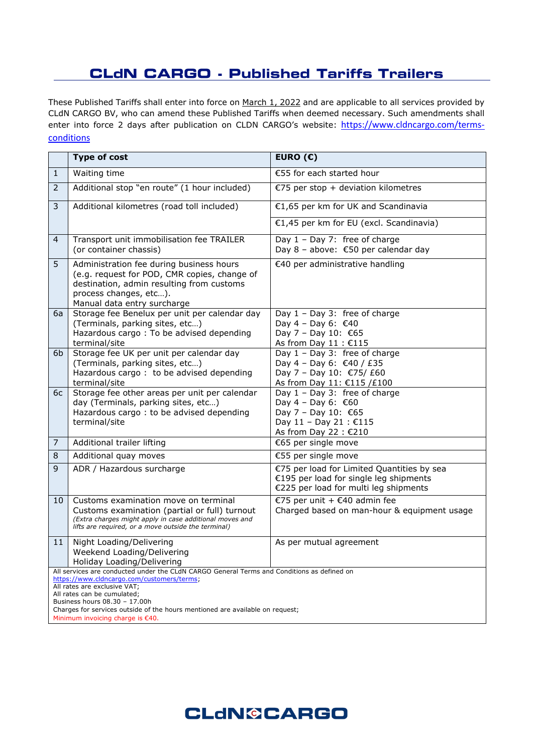# CLdN CARGO - Published Tariffs Trailers

These Published Tariffs shall enter into force on March 1, 2022 and are applicable to all services provided by CLdN CARGO BV, who can amend these Published Tariffs when deemed necessary. Such amendments shall enter into force 2 days after publication on CLDN CARGO's website: https://www.cldncargo.com/terms-conditions

| | Type of cost | EURO (€) |
|---|---|---|
| 1 | Waiting time | €55 for each started hour |
| 2 | Additional stop "en route" (1 hour included) | €75 per stop + deviation kilometres |
| 3 | Additional kilometres (road toll included) | €1,65 per km for UK and Scandinavia<br>€1,45 per km for EU (excl. Scandinavia) |
| 4 | Transport unit immobilisation fee TRAILER (or container chassis) | Day 1 – Day 7: free of charge<br>Day 8 – above: €50 per calendar day |
| 5 | Administration fee during business hours (e.g. request for POD, CMR copies, change of destination, admin resulting from customs process changes, etc…).<br>Manual data entry surcharge | €40 per administrative handling |
| 6a | Storage fee Benelux per unit per calendar day (Terminals, parking sites, etc…)<br>Hazardous cargo : To be advised depending terminal/site | Day 1 – Day 3: free of charge<br>Day 4 – Day 6: €40<br>Day 7 – Day 10: €65<br>As from Day 11 : €115 |
| 6b | Storage fee UK per unit per calendar day (Terminals, parking sites, etc…)<br>Hazardous cargo : to be advised depending terminal/site | Day 1 – Day 3: free of charge<br>Day 4 – Day 6: €40 / £35<br>Day 7 – Day 10: €75/ £60<br>As from Day 11: €115 /£100 |
| 6c | Storage fee other areas per unit per calendar day (Terminals, parking sites, etc…)<br>Hazardous cargo : to be advised depending terminal/site | Day 1 – Day 3: free of charge<br>Day 4 – Day 6: €60<br>Day 7 – Day 10: €65<br>Day 11 – Day 21 : €115<br>As from Day 22 : €210 |
| 7 | Additional trailer lifting | €65 per single move |
| 8 | Additional quay moves | €55 per single move |
| 9 | ADR / Hazardous surcharge | €75 per load for Limited Quantities by sea<br>€195 per load for single leg shipments<br>€225 per load for multi leg shipments |
| 10 | Customs examination move on terminal<br>Customs examination (partial or full) turnout<br>*(Extra charges might apply in case additional moves and lifts are required, or a move outside the terminal)* | €75 per unit + €40 admin fee<br>Charged based on man-hour & equipment usage |
| 11 | Night Loading/Delivering<br>Weekend Loading/Delivering<br>Holiday Loading/Delivering | As per mutual agreement |

All services are conducted under the CLdN CARGO General Terms and Conditions as defined on https://www.cldncargo.com/customers/terms;
All rates are exclusive VAT;
All rates can be cumulated;
Business hours 08.30 – 17.00h
Charges for services outside of the hours mentioned are available on request;
Minimum invoicing charge is €40.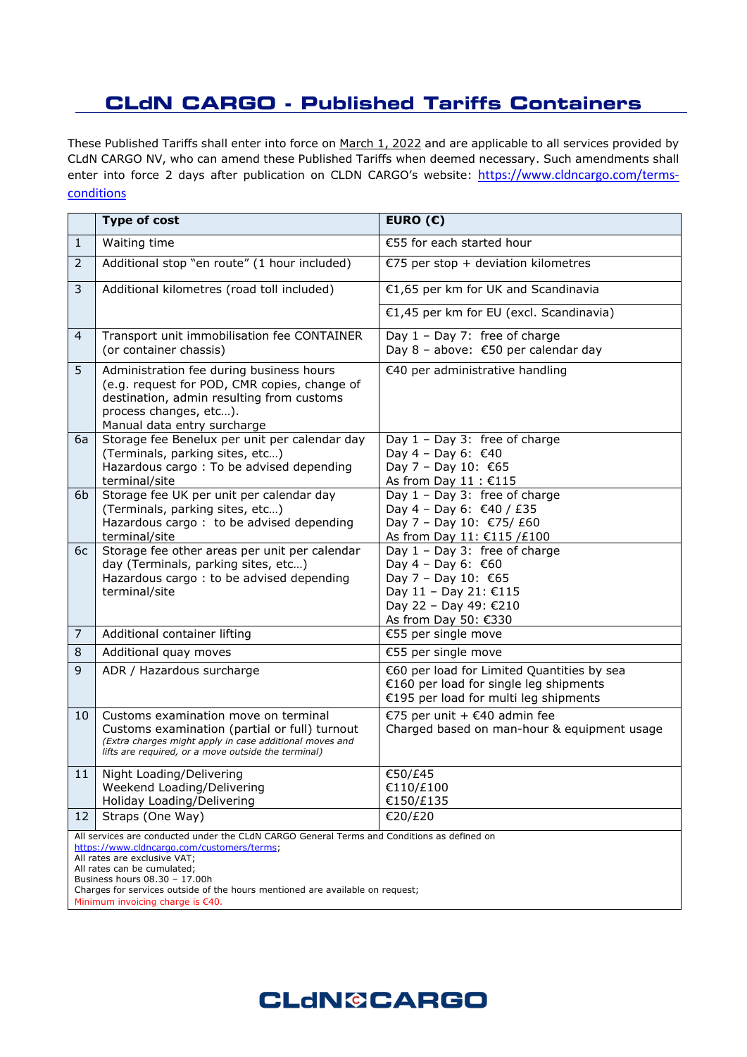# CLdN CARGO - Published Tariffs Containers

These Published Tariffs shall enter into force on March 1, 2022 and are applicable to all services provided by CLdN CARGO NV, who can amend these Published Tariffs when deemed necessary. Such amendments shall enter into force 2 days after publication on CLDN CARGO's website: https://www.cldncargo.com/terms-conditions

| | Type of cost | EURO (€) |
|---|---|---|
| 1 | Waiting time | €55 for each started hour |
| 2 | Additional stop "en route" (1 hour included) | €75 per stop + deviation kilometres |
| 3 | Additional kilometres (road toll included) | €1,65 per km for UK and Scandinavia |
| | | €1,45 per km for EU (excl. Scandinavia) |
| 4 | Transport unit immobilisation fee CONTAINER (or container chassis) | Day 1 – Day 7: free of charge<br>Day 8 – above: €50 per calendar day |
| 5 | Administration fee during business hours (e.g. request for POD, CMR copies, change of destination, admin resulting from customs process changes, etc…).<br>Manual data entry surcharge | €40 per administrative handling |
| 6a | Storage fee Benelux per unit per calendar day (Terminals, parking sites, etc…)<br>Hazardous cargo : To be advised depending terminal/site | Day 1 – Day 3: free of charge<br>Day 4 – Day 6: €40<br>Day 7 – Day 10: €65<br>As from Day 11 : €115 |
| 6b | Storage fee UK per unit per calendar day (Terminals, parking sites, etc…)<br>Hazardous cargo : to be advised depending terminal/site | Day 1 – Day 3: free of charge<br>Day 4 – Day 6: €40 / £35<br>Day 7 – Day 10: €75/ £60<br>As from Day 11: €115 /£100 |
| 6c | Storage fee other areas per unit per calendar day (Terminals, parking sites, etc…)<br>Hazardous cargo : to be advised depending terminal/site | Day 1 – Day 3: free of charge<br>Day 4 – Day 6: €60<br>Day 7 – Day 10: €65<br>Day 11 – Day 21: €115<br>Day 22 – Day 49: €210<br>As from Day 50: €330 |
| 7 | Additional container lifting | €55 per single move |
| 8 | Additional quay moves | €55 per single move |
| 9 | ADR / Hazardous surcharge | €60 per load for Limited Quantities by sea<br>€160 per load for single leg shipments<br>€195 per load for multi leg shipments |
| 10 | Customs examination move on terminal<br>Customs examination (partial or full) turnout<br>*(Extra charges might apply in case additional moves and lifts are required, or a move outside the terminal)* | €75 per unit + €40 admin fee<br>Charged based on man-hour & equipment usage |
| 11 | Night Loading/Delivering<br>Weekend Loading/Delivering<br>Holiday Loading/Delivering | €50/£45<br>€110/£100<br>€150/£135 |
| 12 | Straps (One Way) | €20/£20 |

All services are conducted under the CLdN CARGO General Terms and Conditions as defined on https://www.cldncargo.com/customers/terms;
All rates are exclusive VAT;
All rates can be cumulated;
Business hours 08.30 – 17.00h
Charges for services outside of the hours mentioned are available on request;
Minimum invoicing charge is €40.

CLdN CARGO